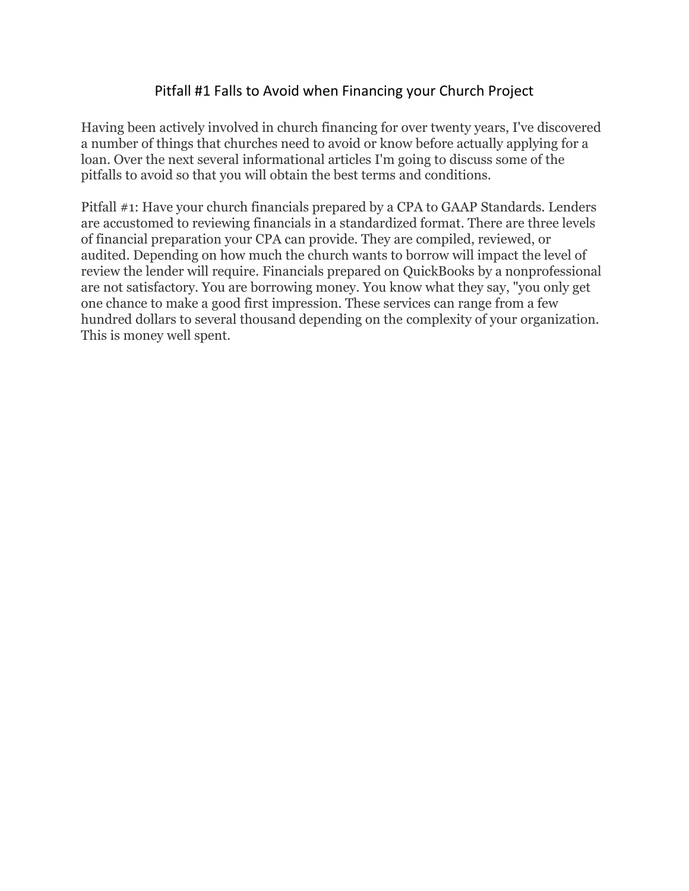# Pitfall #1 Falls to Avoid when Financing your Church Project

Having been actively involved in church financing for over twenty years, I've discovered a number of things that churches need to avoid or know before actually applying for a loan. Over the next several informational articles I'm going to discuss some of the pitfalls to avoid so that you will obtain the best terms and conditions.

Pitfall #1: Have your church financials prepared by a CPA to GAAP Standards. Lenders are accustomed to reviewing financials in a standardized format. There are three levels of financial preparation your CPA can provide. They are compiled, reviewed, or audited. Depending on how much the church wants to borrow will impact the level of review the lender will require. Financials prepared on QuickBooks by a nonprofessional are not satisfactory. You are borrowing money. You know what they say, "you only get one chance to make a good first impression. These services can range from a few hundred dollars to several thousand depending on the complexity of your organization. This is money well spent.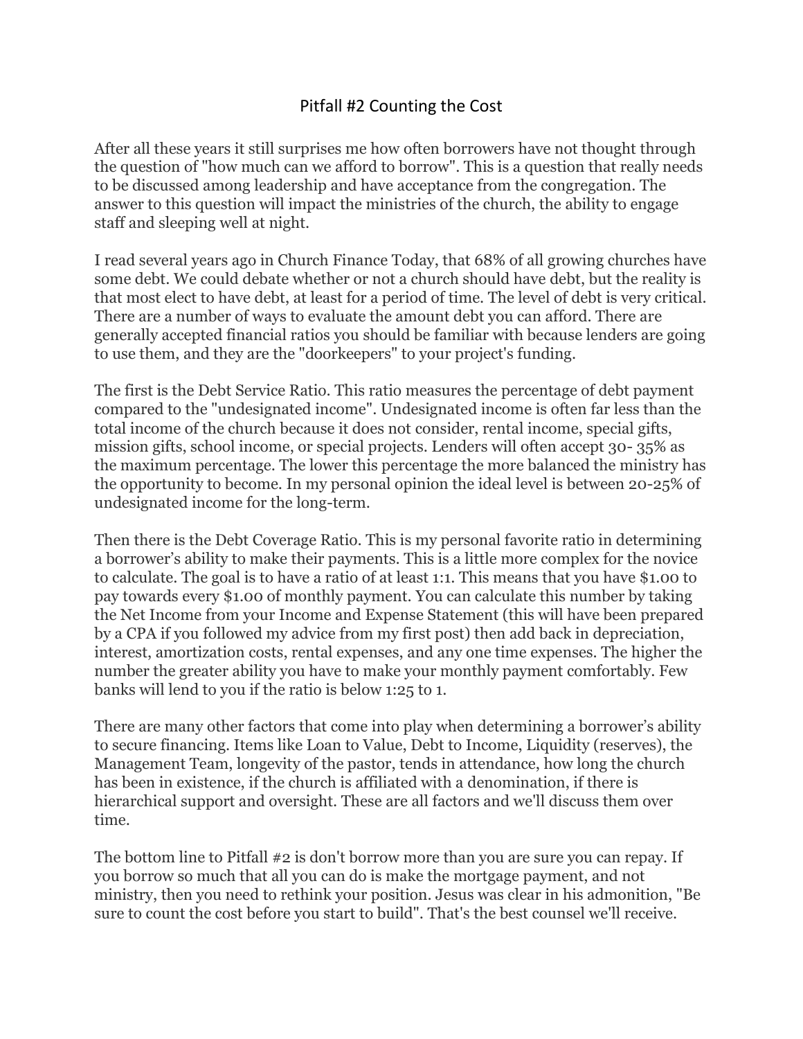# Pitfall #2 Counting the Cost

After all these years it still surprises me how often borrowers have not thought through the question of "how much can we afford to borrow". This is a question that really needs to be discussed among leadership and have acceptance from the congregation. The answer to this question will impact the ministries of the church, the ability to engage staff and sleeping well at night.

I read several years ago in Church Finance Today, that 68% of all growing churches have some debt. We could debate whether or not a church should have debt, but the reality is that most elect to have debt, at least for a period of time. The level of debt is very critical. There are a number of ways to evaluate the amount debt you can afford. There are generally accepted financial ratios you should be familiar with because lenders are going to use them, and they are the "doorkeepers" to your project's funding.

The first is the Debt Service Ratio. This ratio measures the percentage of debt payment compared to the "undesignated income". Undesignated income is often far less than the total income of the church because it does not consider, rental income, special gifts, mission gifts, school income, or special projects. Lenders will often accept 30- 35% as the maximum percentage. The lower this percentage the more balanced the ministry has the opportunity to become. In my personal opinion the ideal level is between 20-25% of undesignated income for the long-term.

Then there is the Debt Coverage Ratio. This is my personal favorite ratio in determining a borrower's ability to make their payments. This is a little more complex for the novice to calculate. The goal is to have a ratio of at least 1:1. This means that you have $1.00 to pay towards every $1.00 of monthly payment. You can calculate this number by taking the Net Income from your Income and Expense Statement (this will have been prepared by a CPA if you followed my advice from my first post) then add back in depreciation, interest, amortization costs, rental expenses, and any one time expenses. The higher the number the greater ability you have to make your monthly payment comfortably. Few banks will lend to you if the ratio is below 1:25 to 1.

There are many other factors that come into play when determining a borrower's ability to secure financing. Items like Loan to Value, Debt to Income, Liquidity (reserves), the Management Team, longevity of the pastor, tends in attendance, how long the church has been in existence, if the church is affiliated with a denomination, if there is hierarchical support and oversight. These are all factors and we'll discuss them over time.

The bottom line to Pitfall #2 is don't borrow more than you are sure you can repay. If you borrow so much that all you can do is make the mortgage payment, and not ministry, then you need to rethink your position. Jesus was clear in his admonition, "Be sure to count the cost before you start to build". That's the best counsel we'll receive.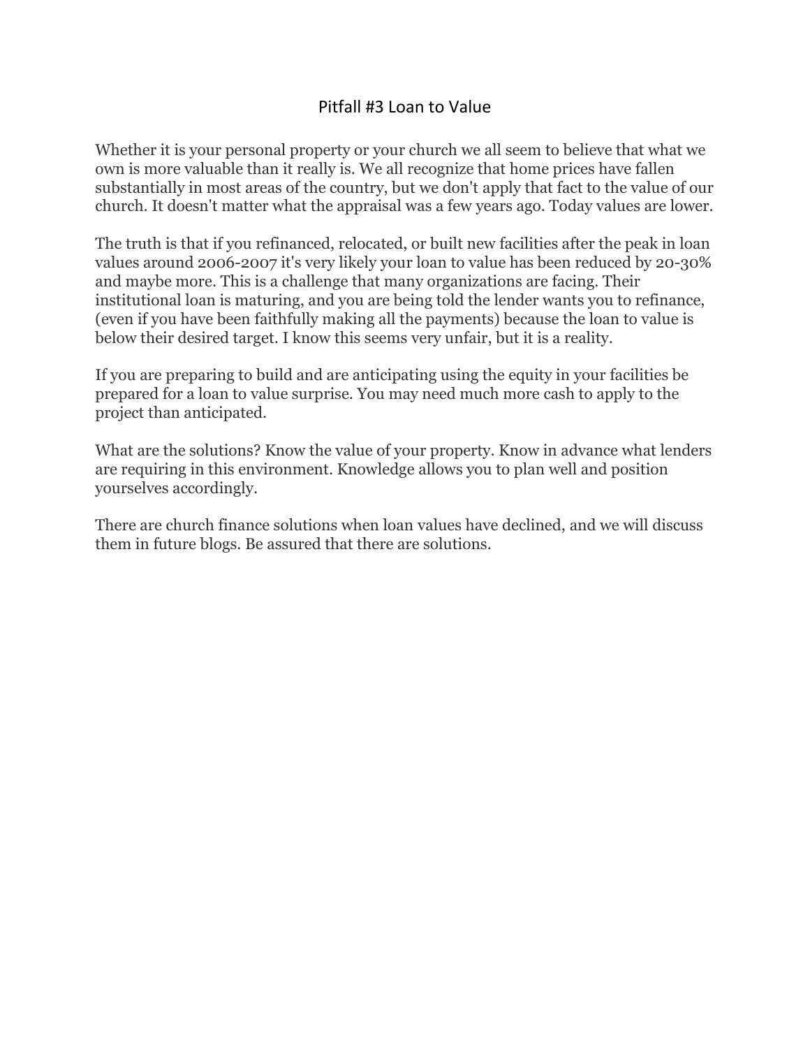# Pitfall #3 Loan to Value

Whether it is your personal property or your church we all seem to believe that what we own is more valuable than it really is. We all recognize that home prices have fallen substantially in most areas of the country, but we don't apply that fact to the value of our church. It doesn't matter what the appraisal was a few years ago. Today values are lower.

The truth is that if you refinanced, relocated, or built new facilities after the peak in loan values around 2006-2007 it's very likely your loan to value has been reduced by 20-30% and maybe more. This is a challenge that many organizations are facing. Their institutional loan is maturing, and you are being told the lender wants you to refinance, (even if you have been faithfully making all the payments) because the loan to value is below their desired target. I know this seems very unfair, but it is a reality.

If you are preparing to build and are anticipating using the equity in your facilities be prepared for a loan to value surprise. You may need much more cash to apply to the project than anticipated.

What are the solutions? Know the value of your property. Know in advance what lenders are requiring in this environment. Knowledge allows you to plan well and position yourselves accordingly.

There are church finance solutions when loan values have declined, and we will discuss them in future blogs. Be assured that there are solutions.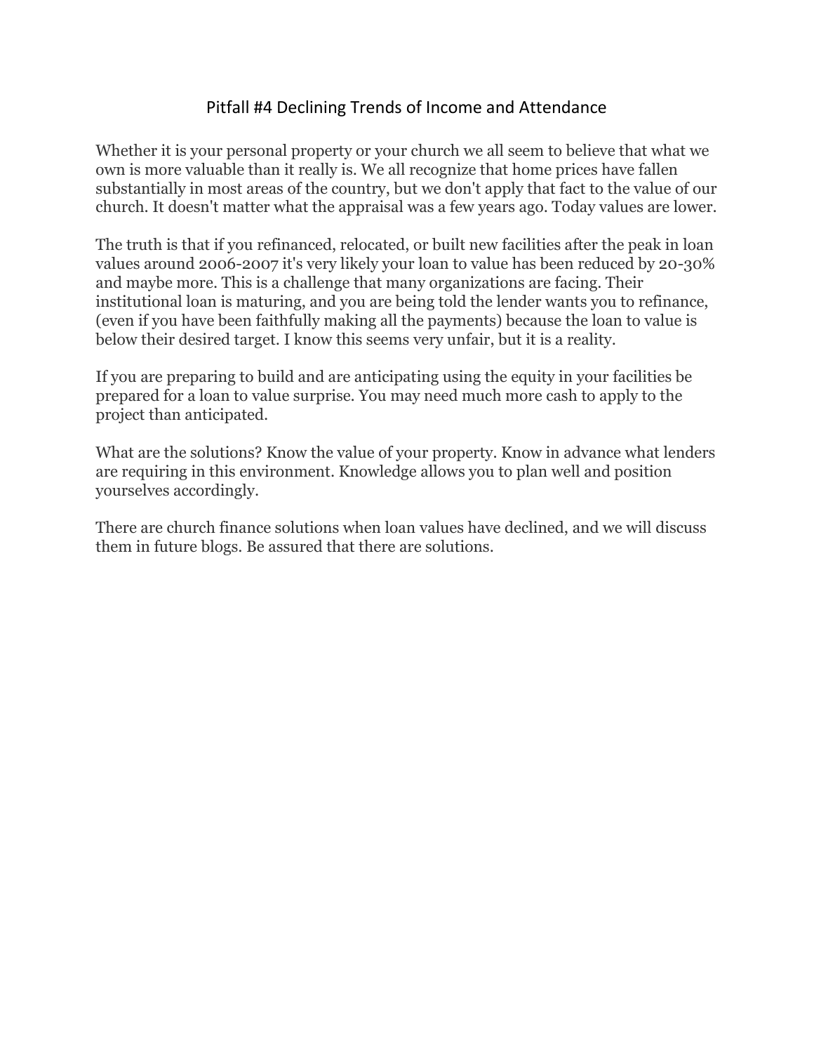# Pitfall #4 Declining Trends of Income and Attendance

Whether it is your personal property or your church we all seem to believe that what we own is more valuable than it really is. We all recognize that home prices have fallen substantially in most areas of the country, but we don't apply that fact to the value of our church. It doesn't matter what the appraisal was a few years ago. Today values are lower.

The truth is that if you refinanced, relocated, or built new facilities after the peak in loan values around 2006-2007 it's very likely your loan to value has been reduced by 20-30% and maybe more. This is a challenge that many organizations are facing. Their institutional loan is maturing, and you are being told the lender wants you to refinance, (even if you have been faithfully making all the payments) because the loan to value is below their desired target. I know this seems very unfair, but it is a reality.

If you are preparing to build and are anticipating using the equity in your facilities be prepared for a loan to value surprise. You may need much more cash to apply to the project than anticipated.

What are the solutions? Know the value of your property. Know in advance what lenders are requiring in this environment. Knowledge allows you to plan well and position yourselves accordingly.

There are church finance solutions when loan values have declined, and we will discuss them in future blogs. Be assured that there are solutions.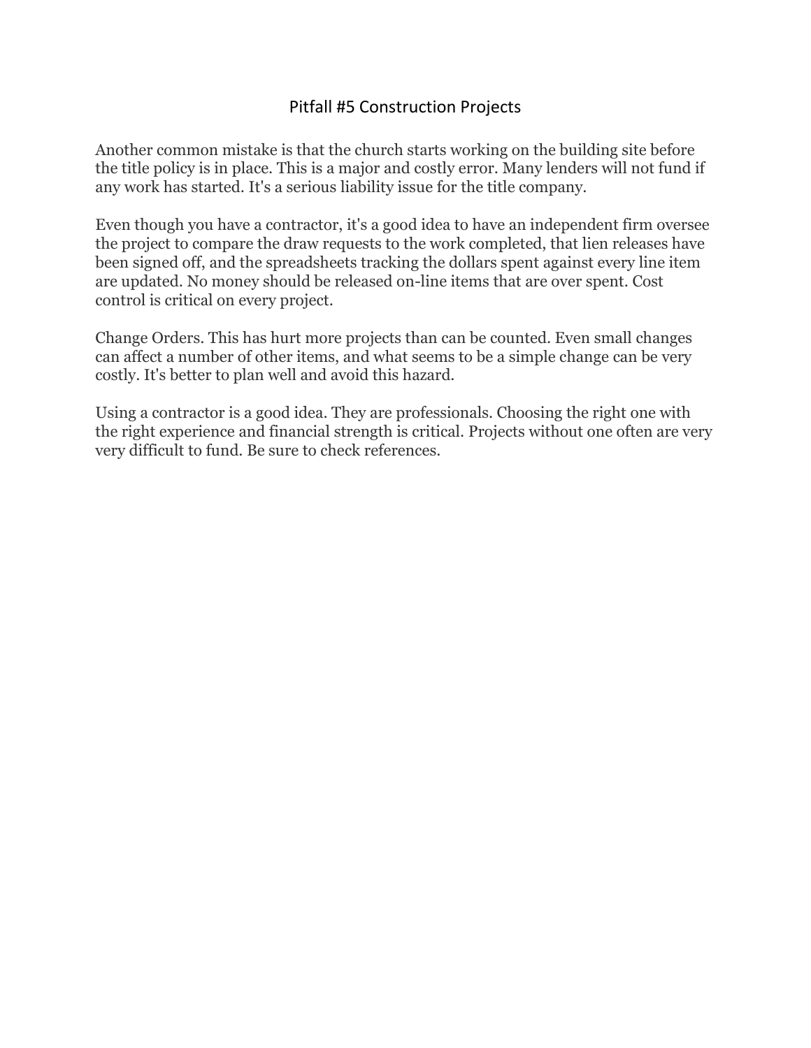# Pitfall #5 Construction Projects

Another common mistake is that the church starts working on the building site before the title policy is in place. This is a major and costly error. Many lenders will not fund if any work has started. It's a serious liability issue for the title company.

Even though you have a contractor, it's a good idea to have an independent firm oversee the project to compare the draw requests to the work completed, that lien releases have been signed off, and the spreadsheets tracking the dollars spent against every line item are updated. No money should be released on-line items that are over spent. Cost control is critical on every project.

Change Orders. This has hurt more projects than can be counted. Even small changes can affect a number of other items, and what seems to be a simple change can be very costly. It's better to plan well and avoid this hazard.

Using a contractor is a good idea. They are professionals. Choosing the right one with the right experience and financial strength is critical. Projects without one often are very very difficult to fund. Be sure to check references.